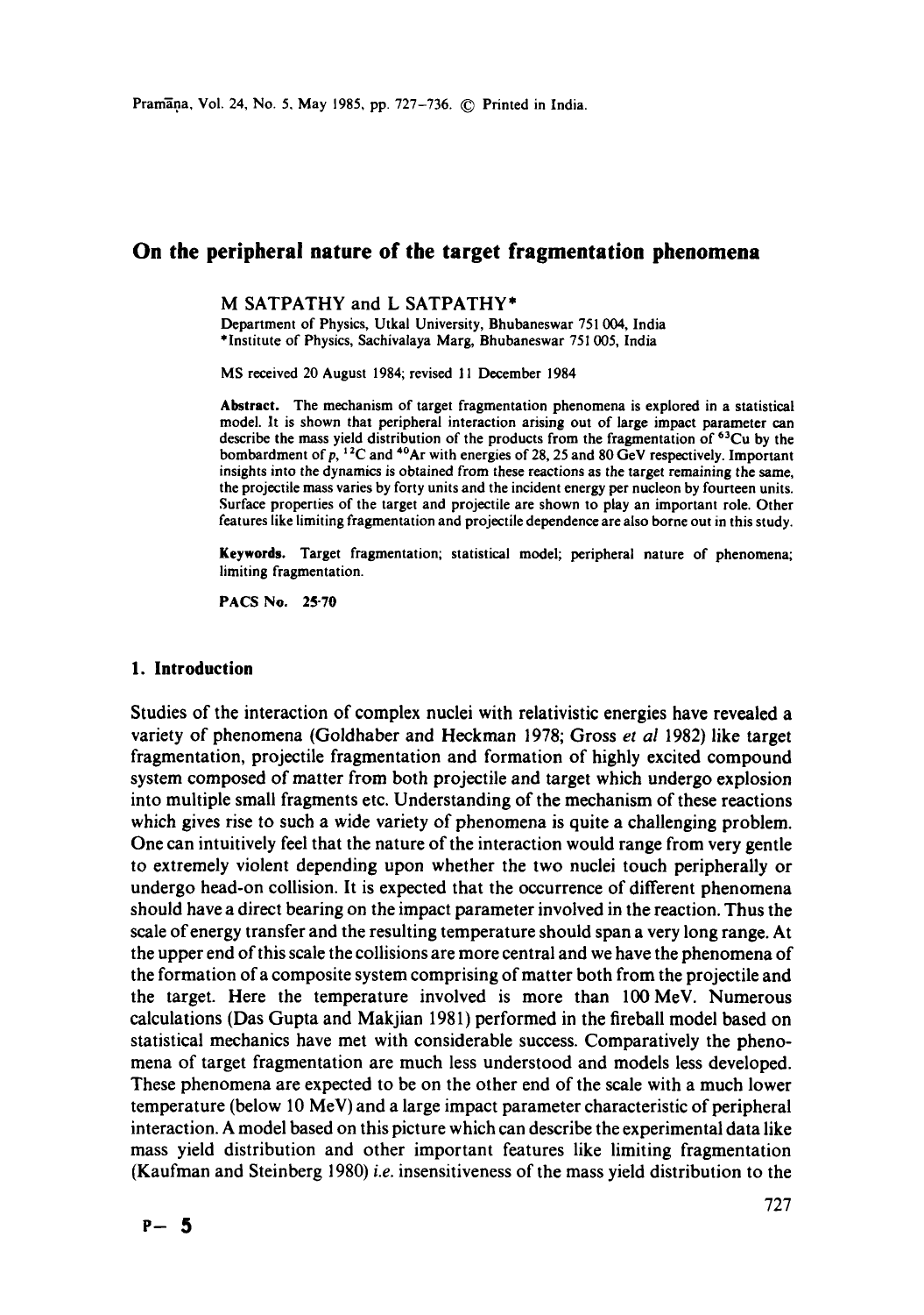# On the peripheral nature of the target fragmentation phenomena

M SATPATHY and L SATPATHY*

Department of Physics, Utkal University, Bhubaneswar 751 004, India
*Institute of Physics, Sachivalaya Marg, Bhubaneswar 751 005, India

MS received 20 August 1984; revised 11 December 1984

**Abstract.** The mechanism of target fragmentation phenomena is explored in a statistical model. It is shown that peripheral interaction arising out of large impact parameter can describe the mass yield distribution of the products from the fragmentation of $^{63}$Cu by the bombardment of $p$, $^{12}$C and $^{40}$Ar with energies of 28, 25 and 80 GeV respectively. Important insights into the dynamics is obtained from these reactions as the target remaining the same, the projectile mass varies by forty units and the incident energy per nucleon by fourteen units. Surface properties of the target and projectile are shown to play an important role. Other features like limiting fragmentation and projectile dependence are also borne out in this study.

**Keywords.** Target fragmentation; statistical model; peripheral nature of phenomena; limiting fragmentation.

**PACS No.** 25·70

## 1. Introduction

Studies of the interaction of complex nuclei with relativistic energies have revealed a variety of phenomena (Goldhaber and Heckman 1978; Gross *et al* 1982) like target fragmentation, projectile fragmentation and formation of highly excited compound system composed of matter from both projectile and target which undergo explosion into multiple small fragments etc. Understanding of the mechanism of these reactions which gives rise to such a wide variety of phenomena is quite a challenging problem. One can intuitively feel that the nature of the interaction would range from very gentle to extremely violent depending upon whether the two nuclei touch peripherally or undergo head-on collision. It is expected that the occurrence of different phenomena should have a direct bearing on the impact parameter involved in the reaction. Thus the scale of energy transfer and the resulting temperature should span a very long range. At the upper end of this scale the collisions are more central and we have the phenomena of the formation of a composite system comprising of matter both from the projectile and the target. Here the temperature involved is more than 100 MeV. Numerous calculations (Das Gupta and Makjian 1981) performed in the fireball model based on statistical mechanics have met with considerable success. Comparatively the phenomena of target fragmentation are much less understood and models less developed. These phenomena are expected to be on the other end of the scale with a much lower temperature (below 10 MeV) and a large impact parameter characteristic of peripheral interaction. A model based on this picture which can describe the experimental data like mass yield distribution and other important features like limiting fragmentation (Kaufman and Steinberg 1980) *i.e.* insensitiveness of the mass yield distribution to the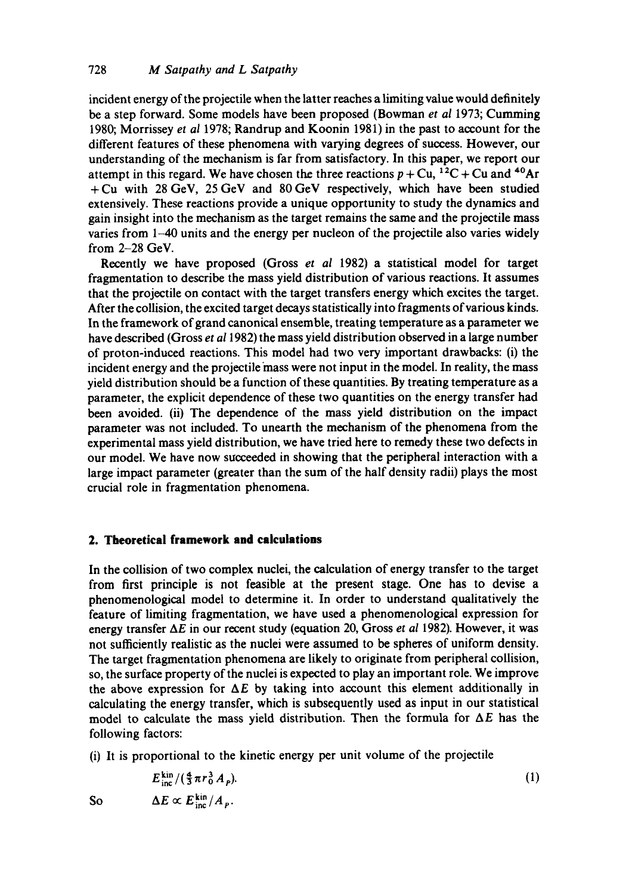incident energy of the projectile when the latter reaches a limiting value would definitely be a step forward. Some models have been proposed (Bowman *et al* 1973; Cumming 1980; Morrissey *et al* 1978; Randrup and Koonin 1981) in the past to account for the different features of these phenomena with varying degrees of success. However, our understanding of the mechanism is far from satisfactory. In this paper, we report our attempt in this regard. We have chosen the three reactions $p + \mathrm{Cu}$, $^{12}\mathrm{C} + \mathrm{Cu}$ and $^{40}\mathrm{Ar} + \mathrm{Cu}$ with 28 GeV, 25 GeV and 80 GeV respectively, which have been studied extensively. These reactions provide a unique opportunity to study the dynamics and gain insight into the mechanism as the target remains the same and the projectile mass varies from 1–40 units and the energy per nucleon of the projectile also varies widely from 2–28 GeV.

Recently we have proposed (Gross *et al* 1982) a statistical model for target fragmentation to describe the mass yield distribution of various reactions. It assumes that the projectile on contact with the target transfers energy which excites the target. After the collision, the excited target decays statistically into fragments of various kinds. In the framework of grand canonical ensemble, treating temperature as a parameter we have described (Gross *et al* 1982) the mass yield distribution observed in a large number of proton-induced reactions. This model had two very important drawbacks: (i) the incident energy and the projectile mass were not input in the model. In reality, the mass yield distribution should be a function of these quantities. By treating temperature as a parameter, the explicit dependence of these two quantities on the energy transfer had been avoided. (ii) The dependence of the mass yield distribution on the impact parameter was not included. To unearth the mechanism of the phenomena from the experimental mass yield distribution, we have tried here to remedy these two defects in our model. We have now succeeded in showing that the peripheral interaction with a large impact parameter (greater than the sum of the half density radii) plays the most crucial role in fragmentation phenomena.

## 2. Theoretical framework and calculations

In the collision of two complex nuclei, the calculation of energy transfer to the target from first principle is not feasible at the present stage. One has to devise a phenomenological model to determine it. In order to understand qualitatively the feature of limiting fragmentation, we have used a phenomenological expression for energy transfer $\Delta E$ in our recent study (equation 20, Gross *et al* 1982). However, it was not sufficiently realistic as the nuclei were assumed to be spheres of uniform density. The target fragmentation phenomena are likely to originate from peripheral collision, so, the surface property of the nuclei is expected to play an important role. We improve the above expression for $\Delta E$ by taking into account this element additionally in calculating the energy transfer, which is subsequently used as input in our statistical model to calculate the mass yield distribution. Then the formula for $\Delta E$ has the following factors:

(i) It is proportional to the kinetic energy per unit volume of the projectile

$$E_{\mathrm{inc}}^{\mathrm{kin}} / (\tfrac{4}{3}\pi r_0^3 A_p). \tag{1}$$

So $\quad \Delta E \propto E_{\mathrm{inc}}^{\mathrm{kin}} / A_p.$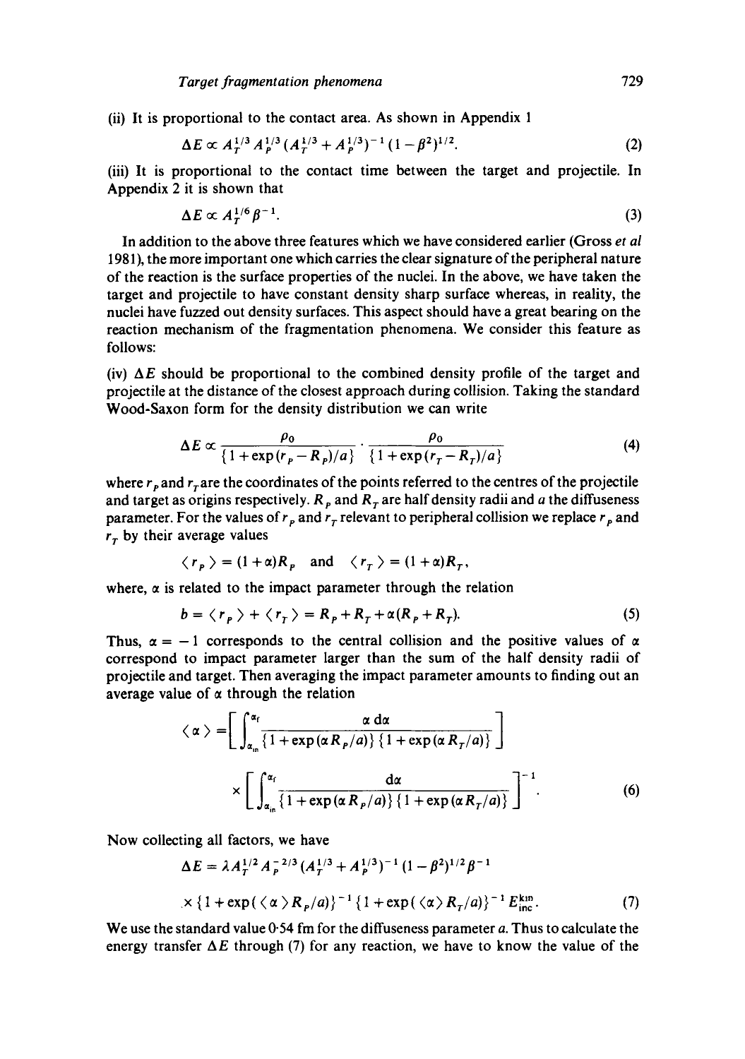(ii) It is proportional to the contact area. As shown in Appendix 1

$$\Delta E \propto A_T^{1/3} A_P^{1/3} (A_T^{1/3} + A_P^{1/3})^{-1} (1-\beta^2)^{1/2}. \tag{2}$$

(iii) It is proportional to the contact time between the target and projectile. In Appendix 2 it is shown that

$$\Delta E \propto A_T^{1/6} \beta^{-1}. \tag{3}$$

In addition to the above three features which we have considered earlier (Gross *et al* 1981), the more important one which carries the clear signature of the peripheral nature of the reaction is the surface properties of the nuclei. In the above, we have taken the target and projectile to have constant density sharp surface whereas, in reality, the nuclei have fuzzed out density surfaces. This aspect should have a great bearing on the reaction mechanism of the fragmentation phenomena. We consider this feature as follows:

(iv) $\Delta E$ should be proportional to the combined density profile of the target and projectile at the distance of the closest approach during collision. Taking the standard Wood-Saxon form for the density distribution we can write

$$\Delta E \propto \frac{\rho_0}{\{1+\exp(r_P - R_P)/a\}} \cdot \frac{\rho_0}{\{1+\exp(r_T - R_T)/a\}} \tag{4}$$

where $r_P$ and $r_T$ are the coordinates of the points referred to the centres of the projectile and target as origins respectively. $R_P$ and $R_T$ are half density radii and $a$ the diffuseness parameter. For the values of $r_P$ and $r_T$ relevant to peripheral collision we replace $r_P$ and $r_T$ by their average values

$$\langle r_P \rangle = (1+\alpha) R_P \quad \text{and} \quad \langle r_T \rangle = (1+\alpha) R_T,$$

where, $\alpha$ is related to the impact parameter through the relation

$$b = \langle r_P \rangle + \langle r_T \rangle = R_P + R_T + \alpha(R_P + R_T). \tag{5}$$

Thus, $\alpha = -1$ corresponds to the central collision and the positive values of $\alpha$ correspond to impact parameter larger than the sum of the half density radii of projectile and target. Then averaging the impact parameter amounts to finding out an average value of $\alpha$ through the relation

$$\langle \alpha \rangle = \left[ \int_{\alpha_{in}}^{\alpha_f} \frac{\alpha \, d\alpha}{\{1+\exp(\alpha R_P/a)\}\{1+\exp(\alpha R_T/a)\}} \right] \times \left[ \int_{\alpha_{in}}^{\alpha_f} \frac{d\alpha}{\{1+\exp(\alpha R_P/a)\}\{1+\exp(\alpha R_T/a)\}} \right]^{-1}. \tag{6}$$

Now collecting all factors, we have

$$\Delta E = \lambda A_T^{1/2} A_P^{-2/3} (A_T^{1/3} + A_P^{1/3})^{-1} (1-\beta^2)^{1/2} \beta^{-1} \times \{1+\exp(\langle \alpha \rangle R_P/a)\}^{-1} \{1+\exp(\langle \alpha \rangle R_T/a)\}^{-1} E_{inc}^{kin}. \tag{7}$$

We use the standard value 0·54 fm for the diffuseness parameter $a$. Thus to calculate the energy transfer $\Delta E$ through (7) for any reaction, we have to know the value of the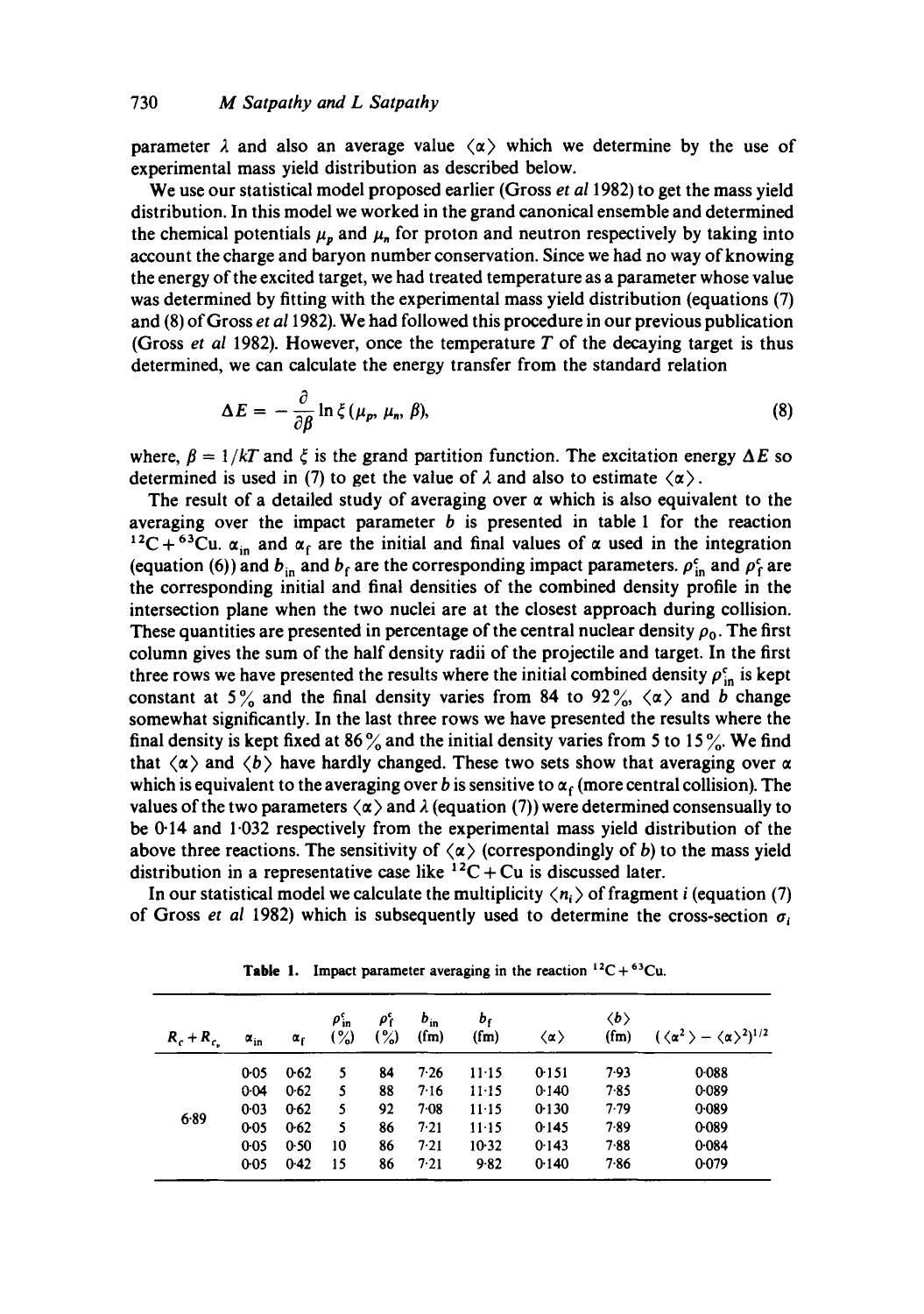parameter $\lambda$ and also an average value $\langle \alpha \rangle$ which we determine by the use of experimental mass yield distribution as described below.

We use our statistical model proposed earlier (Gross *et al* 1982) to get the mass yield distribution. In this model we worked in the grand canonical ensemble and determined the chemical potentials $\mu_p$ and $\mu_n$ for proton and neutron respectively by taking into account the charge and baryon number conservation. Since we had no way of knowing the energy of the excited target, we had treated temperature as a parameter whose value was determined by fitting with the experimental mass yield distribution (equations (7) and (8) of Gross *et al* 1982). We had followed this procedure in our previous publication (Gross *et al* 1982). However, once the temperature $T$ of the decaying target is thus determined, we can calculate the energy transfer from the standard relation

$$\Delta E = -\frac{\partial}{\partial \beta} \ln \xi (\mu_p, \mu_n, \beta), \tag{8}$$

where, $\beta = 1/kT$ and $\xi$ is the grand partition function. The excitation energy $\Delta E$ so determined is used in (7) to get the value of $\lambda$ and also to estimate $\langle \alpha \rangle$.

The result of a detailed study of averaging over $\alpha$ which is also equivalent to the averaging over the impact parameter $b$ is presented in table 1 for the reaction $^{12}C + ^{63}Cu$. $\alpha_{in}$ and $\alpha_f$ are the initial and final values of $\alpha$ used in the integration (equation (6)) and $b_{in}$ and $b_f$ are the corresponding impact parameters. $\rho^c_{in}$ and $\rho^c_f$ are the corresponding initial and final densities of the combined density profile in the intersection plane when the two nuclei are at the closest approach during collision. These quantities are presented in percentage of the central nuclear density $\rho_0$. The first column gives the sum of the half density radii of the projectile and target. In the first three rows we have presented the results where the initial combined density $\rho^c_{in}$ is kept constant at 5% and the final density varies from 84 to 92%, $\langle \alpha \rangle$ and $b$ change somewhat significantly. In the last three rows we have presented the results where the final density is kept fixed at 86% and the initial density varies from 5 to 15%. We find that $\langle \alpha \rangle$ and $\langle b \rangle$ have hardly changed. These two sets show that averaging over $\alpha$ which is equivalent to the averaging over $b$ is sensitive to $\alpha_f$ (more central collision). The values of the two parameters $\langle \alpha \rangle$ and $\lambda$ (equation (7)) were determined consensually to be 0·14 and 1·032 respectively from the experimental mass yield distribution of the above three reactions. The sensitivity of $\langle \alpha \rangle$ (correspondingly of $b$) to the mass yield distribution in a representative case like $^{12}C + Cu$ is discussed later.

In our statistical model we calculate the multiplicity $\langle n_i \rangle$ of fragment $i$ (equation (7) of Gross *et al* 1982) which is subsequently used to determine the cross-section $\sigma_i$

**Table 1.** Impact parameter averaging in the reaction $^{12}C + ^{63}Cu$.

| $R_c + R_{c_u}$ | $\alpha_{in}$ | $\alpha_f$ | $\rho^c_{in}$ (%) | $\rho^c_f$ (%) | $b_{in}$ (fm) | $b_f$ (fm) | $\langle \alpha \rangle$ | $\langle b \rangle$ (fm) | $(\langle \alpha^2 \rangle - \langle \alpha \rangle^2)^{1/2}$ |
|---|---|---|---|---|---|---|---|---|---|
| 6·89 | 0·05 | 0·62 | 5 | 84 | 7·26 | 11·15 | 0·151 | 7·93 | 0·088 |
| | 0·04 | 0·62 | 5 | 88 | 7·16 | 11·15 | 0·140 | 7·85 | 0·089 |
| | 0·03 | 0·62 | 5 | 92 | 7·08 | 11·15 | 0·130 | 7·79 | 0·089 |
| | 0·05 | 0·62 | 5 | 86 | 7·21 | 11·15 | 0·145 | 7·89 | 0·089 |
| | 0·05 | 0·50 | 10 | 86 | 7·21 | 10·32 | 0·143 | 7·88 | 0·084 |
| | 0·05 | 0·42 | 15 | 86 | 7·21 | 9·82 | 0·140 | 7·86 | 0·079 |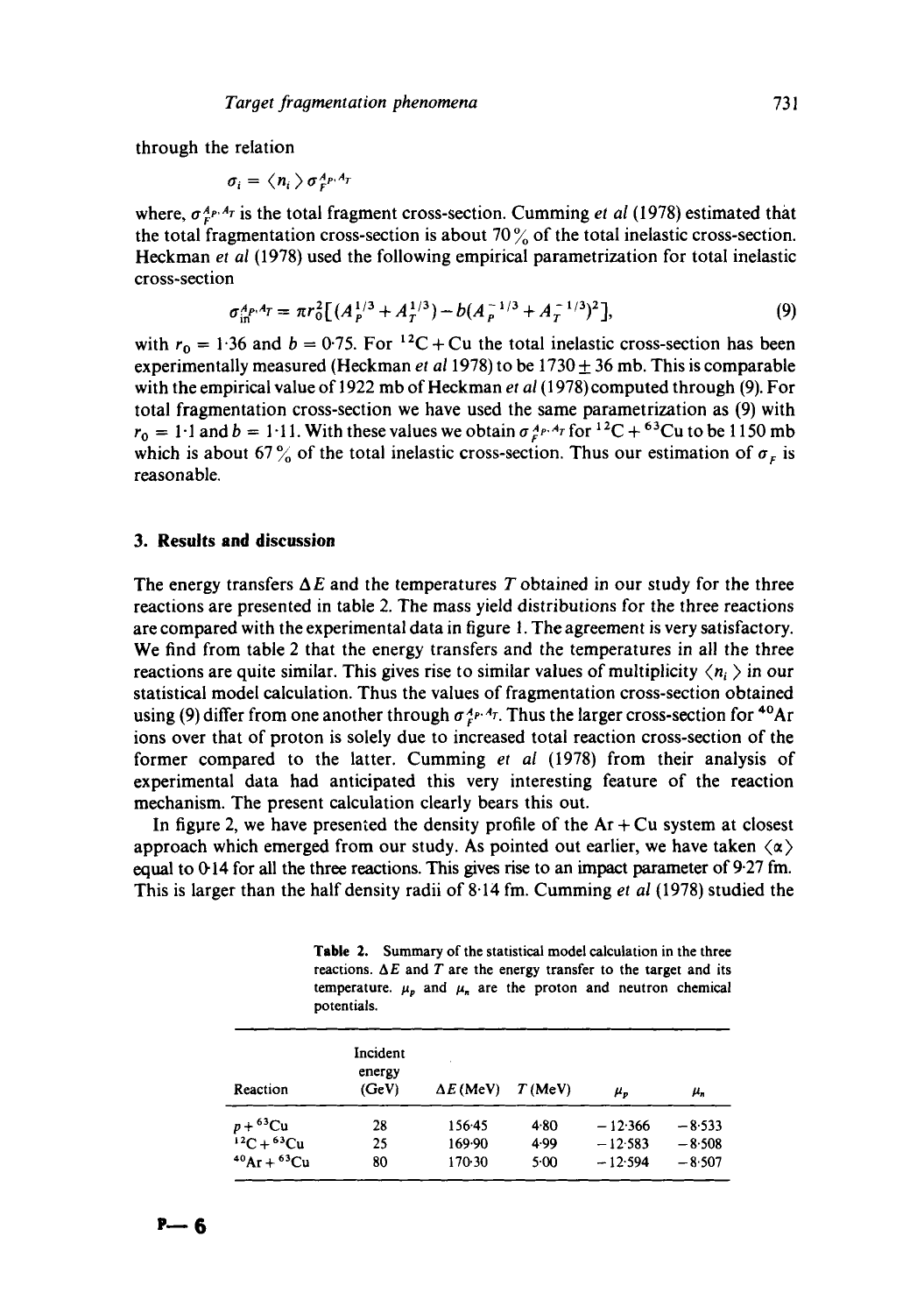through the relation

$$\sigma_i = \langle n_i \rangle \sigma_F^{A_P, A_T}$$

where, $\sigma_F^{A_P, A_T}$ is the total fragment cross-section. Cumming *et al* (1978) estimated that the total fragmentation cross-section is about 70% of the total inelastic cross-section. Heckman *et al* (1978) used the following empirical parametrization for total inelastic cross-section

$$\sigma_{in}^{A_P, A_T} = \pi r_0^2 [(A_P^{1/3} + A_T^{1/3}) - b(A_P^{-1/3} + A_T^{-1/3})^2], \tag{9}$$

with $r_0 = 1{\cdot}36$ and $b = 0{\cdot}75$. For $^{12}C + Cu$ the total inelastic cross-section has been experimentally measured (Heckman *et al* 1978) to be $1730 \pm 36$ mb. This is comparable with the empirical value of 1922 mb of Heckman *et al* (1978) computed through (9). For total fragmentation cross-section we have used the same parametrization as (9) with $r_0 = 1{\cdot}1$ and $b = 1{\cdot}11$. With these values we obtain $\sigma_F^{A_P, A_T}$ for $^{12}C + {}^{63}Cu$ to be 1150 mb which is about 67% of the total inelastic cross-section. Thus our estimation of $\sigma_F$ is reasonable.

## 3. Results and discussion

The energy transfers $\Delta E$ and the temperatures $T$ obtained in our study for the three reactions are presented in table 2. The mass yield distributions for the three reactions are compared with the experimental data in figure 1. The agreement is very satisfactory. We find from table 2 that the energy transfers and the temperatures in all the three reactions are quite similar. This gives rise to similar values of multiplicity $\langle n_i \rangle$ in our statistical model calculation. Thus the values of fragmentation cross-section obtained using (9) differ from one another through $\sigma_F^{A_P, A_T}$. Thus the larger cross-section for $^{40}Ar$ ions over that of proton is solely due to increased total reaction cross-section of the former compared to the latter. Cumming *et al* (1978) from their analysis of experimental data had anticipated this very interesting feature of the reaction mechanism. The present calculation clearly bears this out.

In figure 2, we have presented the density profile of the Ar + Cu system at closest approach which emerged from our study. As pointed out earlier, we have taken $\langle \alpha \rangle$ equal to 0·14 for all the three reactions. This gives rise to an impact parameter of 9·27 fm. This is larger than the half density radii of 8·14 fm. Cumming *et al* (1978) studied the

**Table 2.** Summary of the statistical model calculation in the three reactions. $\Delta E$ and $T$ are the energy transfer to the target and its temperature. $\mu_p$ and $\mu_n$ are the proton and neutron chemical potentials.

| Reaction | Incident energy (GeV) | $\Delta E$ (MeV) | $T$ (MeV) | $\mu_p$ | $\mu_n$ |
|---|---|---|---|---|---|
| $p + {}^{63}Cu$ | 28 | 156·45 | 4·80 | −12·366 | −8·533 |
| $^{12}C + {}^{63}Cu$ | 25 | 169·90 | 4·99 | −12·583 | −8·508 |
| $^{40}Ar + {}^{63}Cu$ | 80 | 170·30 | 5·00 | −12·594 | −8·507 |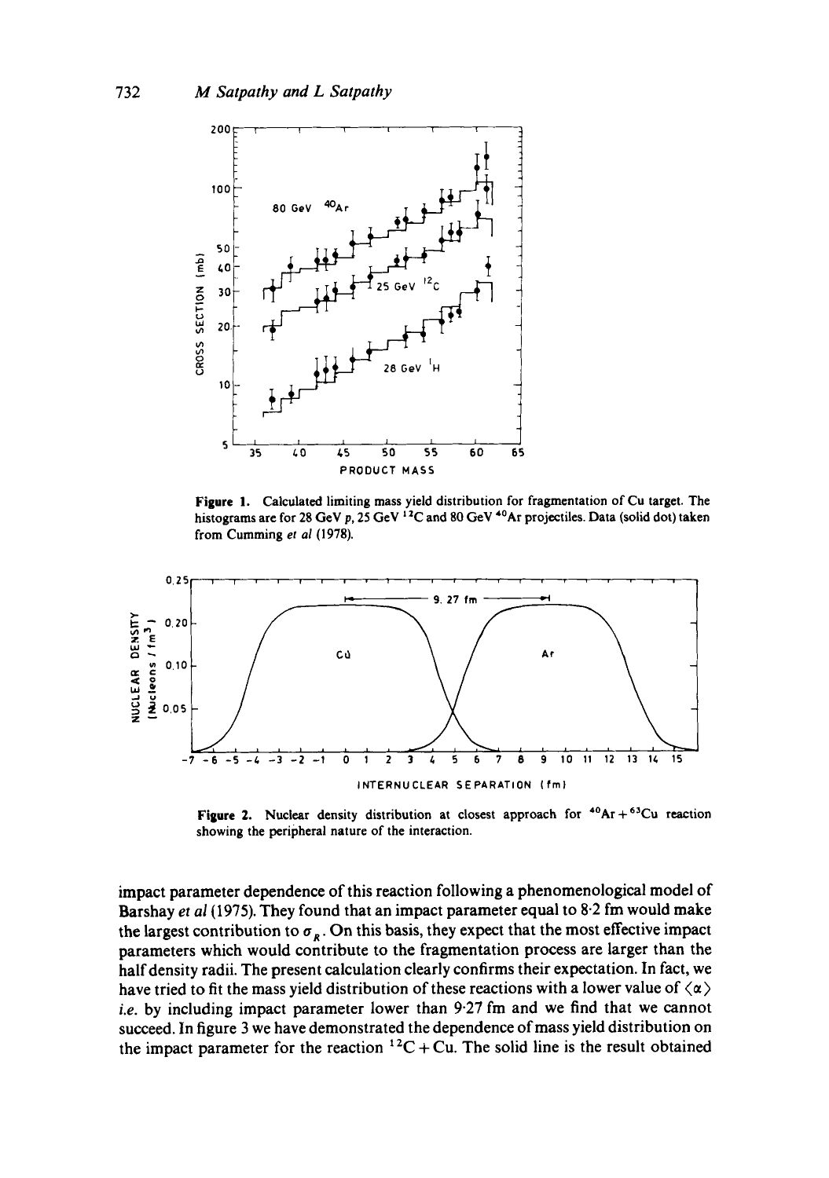**Figure 1.** Calculated limiting mass yield distribution for fragmentation of Cu target. The histograms are for 28 GeV $p$, 25 GeV $^{12}C$ and 80 GeV $^{40}Ar$ projectiles. Data (solid dot) taken from Cumming *et al* (1978).

**Figure 2.** Nuclear density distribution at closest approach for $^{40}Ar + ^{63}Cu$ reaction showing the peripheral nature of the interaction.

impact parameter dependence of this reaction following a phenomenological model of Barshay *et al* (1975). They found that an impact parameter equal to 8·2 fm would make the largest contribution to $\sigma_R$. On this basis, they expect that the most effective impact parameters which would contribute to the fragmentation process are larger than the half density radii. The present calculation clearly confirms their expectation. In fact, we have tried to fit the mass yield distribution of these reactions with a lower value of $\langle \alpha \rangle$ *i.e.* by including impact parameter lower than 9·27 fm and we find that we cannot succeed. In figure 3 we have demonstrated the dependence of mass yield distribution on the impact parameter for the reaction $^{12}C + Cu$. The solid line is the result obtained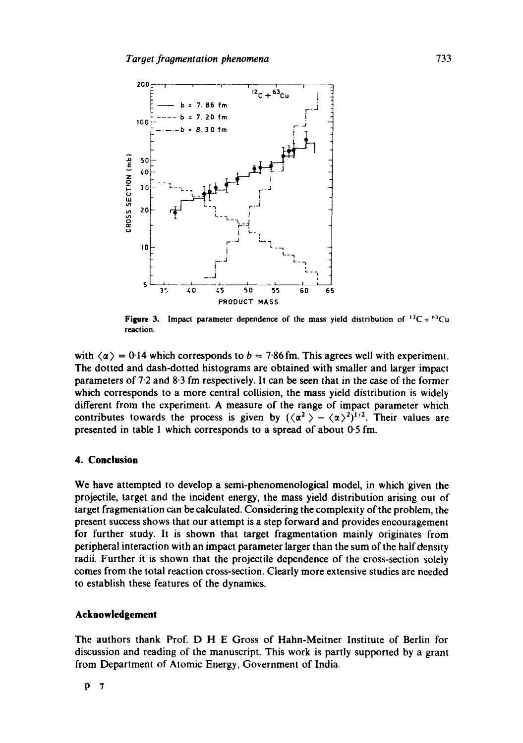**Figure 3.** Impact parameter dependence of the mass yield distribution of $^{12}C + ^{63}Cu$ reaction.

with $\langle \alpha \rangle = 0.14$ which corresponds to $b = 7.86$ fm. This agrees well with experiment. The dotted and dash-dotted histograms are obtained with smaller and larger impact parameters of 7·2 and 8·3 fm respectively. It can be seen that in the case of the former which corresponds to a more central collision, the mass yield distribution is widely different from the experiment. A measure of the range of impact parameter which contributes towards the process is given by $(\langle \alpha^2 \rangle - \langle \alpha \rangle^2)^{1/2}$. Their values are presented in table 1 which corresponds to a spread of about 0·5 fm.

## 4. Conclusion

We have attempted to develop a semi-phenomenological model, in which given the projectile, target and the incident energy, the mass yield distribution arising out of target fragmentation can be calculated. Considering the complexity of the problem, the present success shows that our attempt is a step forward and provides encouragement for further study. It is shown that target fragmentation mainly originates from peripheral interaction with an impact parameter larger than the sum of the half density radii. Further it is shown that the projectile dependence of the cross-section solely comes from the total reaction cross-section. Clearly more extensive studies are needed to establish these features of the dynamics.

## Acknowledgement

The authors thank Prof. D H E Gross of Hahn-Meitner Institute of Berlin for discussion and reading of the manuscript. This work is partly supported by a grant from Department of Atomic Energy, Government of India.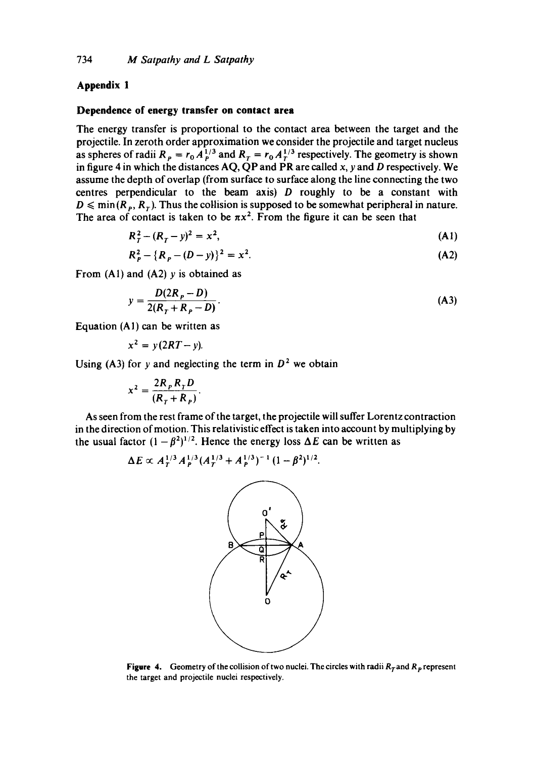## Appendix 1

### Dependence of energy transfer on contact area

The energy transfer is proportional to the contact area between the target and the projectile. In zeroth order approximation we consider the projectile and target nucleus as spheres of radii $R_P = r_0 A_P^{1/3}$ and $R_T = r_0 A_T^{1/3}$ respectively. The geometry is shown in figure 4 in which the distances AQ, QP and PR are called $x$, $y$ and $D$ respectively. We assume the depth of overlap (from surface to surface along the line connecting the two centres perpendicular to the beam axis) $D$ roughly to be a constant with $D \leqslant \min(R_P, R_T)$. Thus the collision is supposed to be somewhat peripheral in nature. The area of contact is taken to be $\pi x^2$. From the figure it can be seen that

$$R_T^2 - (R_T - y)^2 = x^2, \tag{A1}$$

$$R_P^2 - \{R_P - (D - y)\}^2 = x^2. \tag{A2}$$

From (A1) and (A2) $y$ is obtained as

$$y = \frac{D(2R_P - D)}{2(R_T + R_P - D)}. \tag{A3}$$

Equation (A1) can be written as

$$x^2 = y(2RT - y).$$

Using (A3) for $y$ and neglecting the term in $D^2$ we obtain

$$x^2 = \frac{2R_P R_T D}{(R_T + R_P)}.$$

As seen from the rest frame of the target, the projectile will suffer Lorentz contraction in the direction of motion. This relativistic effect is taken into account by multiplying by the usual factor $(1 - \beta^2)^{1/2}$. Hence the energy loss $\Delta E$ can be written as

$$\Delta E \propto A_T^{1/3} A_P^{1/3} (A_T^{1/3} + A_P^{1/3})^{-1} (1 - \beta^2)^{1/2}.$$

**Figure 4.** Geometry of the collision of two nuclei. The circles with radii $R_T$ and $R_P$ represent the target and projectile nuclei respectively.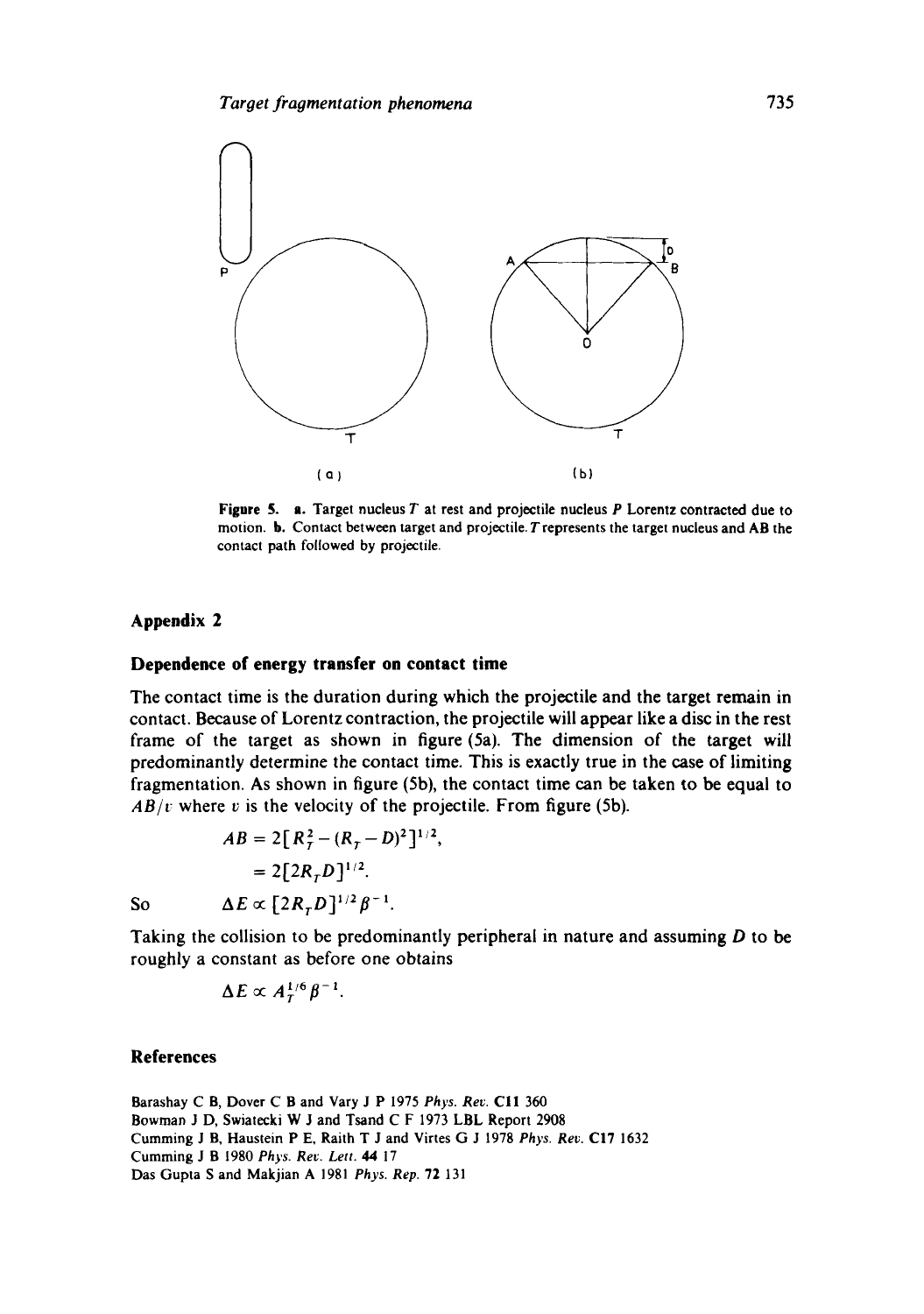Figure 5. a. Target nucleus $T$ at rest and projectile nucleus $P$ Lorentz contracted due to motion. b. Contact between target and projectile. $T$ represents the target nucleus and AB the contact path followed by projectile.

## Appendix 2

### Dependence of energy transfer on contact time

The contact time is the duration during which the projectile and the target remain in contact. Because of Lorentz contraction, the projectile will appear like a disc in the rest frame of the target as shown in figure (5a). The dimension of the target will predominantly determine the contact time. This is exactly true in the case of limiting fragmentation. As shown in figure (5b), the contact time can be taken to be equal to $AB/v$ where $v$ is the velocity of the projectile. From figure (5b).

$$AB = 2[R_T^2 - (R_T - D)^2]^{1/2},$$

$$= 2[2R_T D]^{1/2}.$$

So $$\Delta E \propto [2R_T D]^{1/2} \beta^{-1}.$$

Taking the collision to be predominantly peripheral in nature and assuming $D$ to be roughly a constant as before one obtains

$$\Delta E \propto A_T^{1/6} \beta^{-1}.$$

## References

Barashay C B, Dover C B and Vary J P 1975 *Phys. Rev.* **C11** 360

Bowman J D, Swiatecki W J and Tsand C F 1973 LBL Report 2908

Cumming J B, Haustein P E, Raith T J and Virtes G J 1978 *Phys. Rev.* **C17** 1632

Cumming J B 1980 *Phys. Rev. Lett.* **44** 17

Das Gupta S and Makjian A 1981 *Phys. Rep.* **72** 131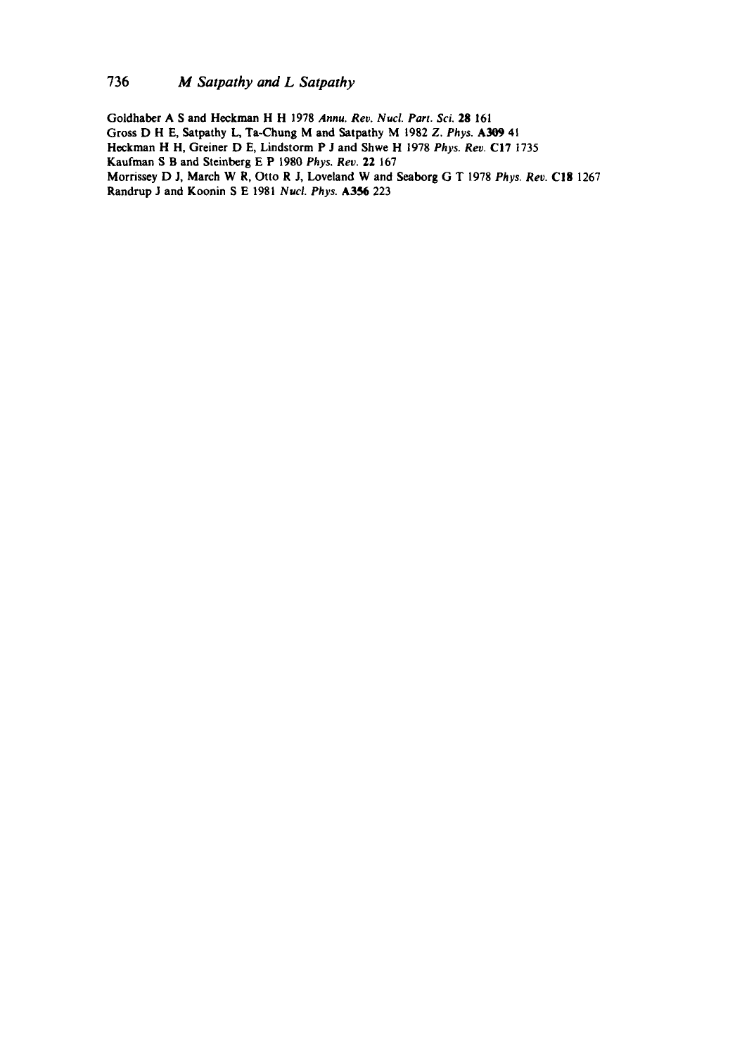Goldhaber A S and Heckman H H 1978 *Annu. Rev. Nucl. Part. Sci.* **28** 161

Gross D H E, Satpathy L, Ta-Chung M and Satpathy M 1982 *Z. Phys.* **A309** 41

Heckman H H, Greiner D E, Lindstorm P J and Shwe H 1978 *Phys. Rev.* **C17** 1735

Kaufman S B and Steinberg E P 1980 *Phys. Rev.* **22** 167

Morrissey D J, March W R, Otto R J, Loveland W and Seaborg G T 1978 *Phys. Rev.* **C18** 1267

Randrup J and Koonin S E 1981 *Nucl. Phys.* **A356** 223